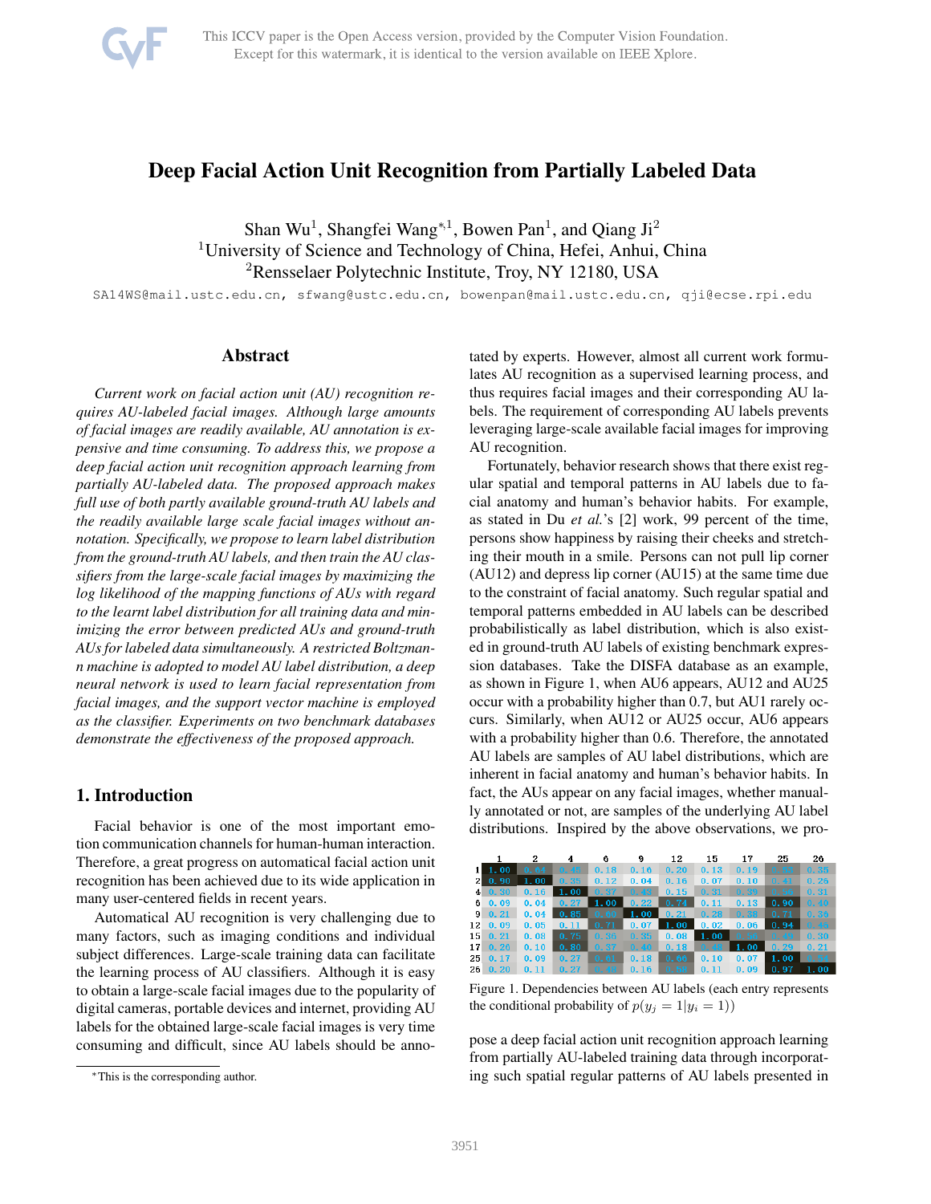# Deep Facial Action Unit Recognition from Partially Labeled Data

Shan Wu[1], Shangfei Wang*[,1], Bowen Pan[1], and Qiang Ji[2]

[1]University of Science and Technology of China, Hefei, Anhui, China

[2]Rensselaer Polytechnic Institute, Troy, NY 12180, USA

SA14WS@mail.ustc.edu.cn, sfwang@ustc.edu.cn, bowenpan@mail.ustc.edu.cn, qji@ecse.rpi.edu

## Abstract

*Current work on facial action unit (AU) recognition requires AU-labeled facial images. Although large amounts of facial images are readily available, AU annotation is expensive and time consuming. To address this, we propose a deep facial action unit recognition approach learning from partially AU-labeled data. The proposed approach makes full use of both partly available ground-truth AU labels and the readily available large scale facial images without annotation. Specifically, we propose to learn label distribution from the ground-truth AU labels, and then train the AU classifiers from the large-scale facial images by maximizing the log likelihood of the mapping functions of AUs with regard to the learnt label distribution for all training data and minimizing the error between predicted AUs and ground-truth AUs for labeled data simultaneously. A restricted Boltzmann machine is adopted to model AU label distribution, a deep neural network is used to learn facial representation from facial images, and the support vector machine is employed as the classifier. Experiments on two benchmark databases demonstrate the effectiveness of the proposed approach.*

## 1. Introduction

Facial behavior is one of the most important emotion communication channels for human-human interaction. Therefore, a great progress on automatical facial action unit recognition has been achieved due to its wide application in many user-centered fields in recent years.

Automatical AU recognition is very challenging due to many factors, such as imaging conditions and individual subject differences. Large-scale training data can facilitate the learning process of AU classifiers. Although it is easy to obtain a large-scale facial images due to the popularity of digital cameras, portable devices and internet, providing AU labels for the obtained large-scale facial images is very time consuming and difficult, since AU labels should be annotated by experts. However, almost all current work formulates AU recognition as a supervised learning process, and thus requires facial images and their corresponding AU labels. The requirement of corresponding AU labels prevents leveraging large-scale available facial images for improving AU recognition.

Fortunately, behavior research shows that there exist regular spatial and temporal patterns in AU labels due to facial anatomy and human's behavior habits. For example, as stated in Du *et al.*'s [2] work, 99 percent of the time, persons show happiness by raising their cheeks and stretching their mouth in a smile. Persons can not pull lip corner (AU12) and depress lip corner (AU15) at the same time due to the constraint of facial anatomy. Such regular spatial and temporal patterns embedded in AU labels can be described probabilistically as label distribution, which is also existed in ground-truth AU labels of existing benchmark expression databases. Take the DISFA database as an example, as shown in Figure 1, when AU6 appears, AU12 and AU25 occur with a probability higher than 0.7, but AU1 rarely occurs. Similarly, when AU12 or AU25 occur, AU6 appears with a probability higher than 0.6. Therefore, the annotated AU labels are samples of AU label distributions, which are inherent in facial anatomy and human's behavior habits. In fact, the AUs appear on any facial images, whether manually annotated or not, are samples of the underlying AU label distributions. Inspired by the above observations, we propose a deep facial action unit recognition approach learning from partially AU-labeled training data through incorporating such spatial regular patterns of AU labels presented in

| | 1 | 2 | 4 | 6 | 9 | 12 | 15 | 17 | 25 | 26 |
|---|---|---|---|---|---|---|---|---|---|---|
| 1 | 1.00 | 0.64 | 0.45 | 0.18 | 0.16 | 0.20 | 0.13 | 0.19 | 0.53 | 0.35 |
| 2 | 0.90 | 1.00 | 0.35 | 0.12 | 0.04 | 0.16 | 0.07 | 0.10 | 0.41 | 0.26 |
| 4 | 0.30 | 0.16 | 1.00 | 0.37 | 0.43 | 0.15 | 0.31 | 0.39 | 0.58 | 0.31 |
| 6 | 0.09 | 0.04 | 0.27 | 1.00 | 0.22 | 0.74 | 0.11 | 0.13 | 0.90 | 0.40 |
| 9 | 0.21 | 0.04 | 0.85 | 0.60 | 1.00 | 0.21 | 0.28 | 0.38 | 0.71 | 0.36 |
| 12 | 0.09 | 0.05 | 0.11 | 0.71 | 0.07 | 1.00 | 0.02 | 0.06 | 0.94 | 0.45 |
| 15 | 0.21 | 0.08 | 0.75 | 0.36 | 0.35 | 0.08 | 1.00 | 0.57 | 0.43 | 0.30 |
| 17 | 0.26 | 0.10 | 0.80 | 0.37 | 0.40 | 0.18 | 0.48 | 1.00 | 0.29 | 0.21 |
| 25 | 0.17 | 0.09 | 0.27 | 0.61 | 0.18 | 0.66 | 0.10 | 0.07 | 1.00 | 0.64 |
| 26 | 0.20 | 0.11 | 0.27 | 0.43 | 0.16 | 0.50 | 0.11 | 0.09 | 0.97 | 1.00 |

Figure 1. Dependencies between AU labels (each entry represents the conditional probability of $p(y_j = 1|y_i = 1)$)

*This is the corresponding author.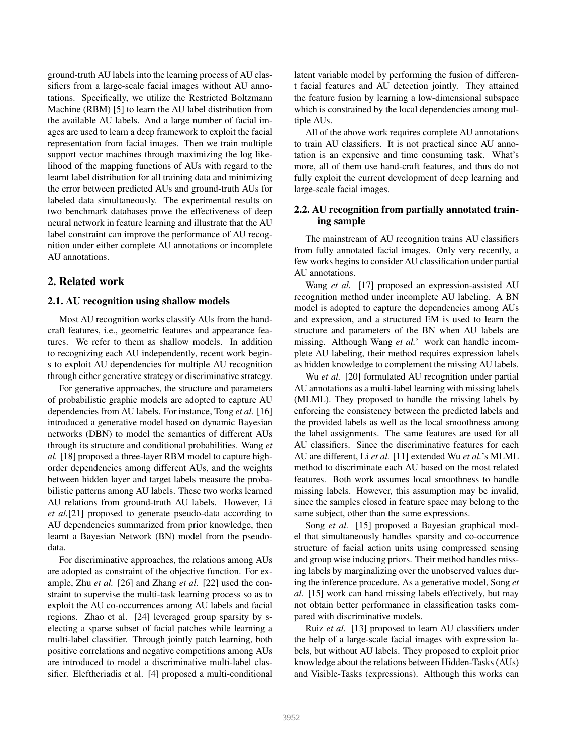ground-truth AU labels into the learning process of AU classifiers from a large-scale facial images without AU annotations. Specifically, we utilize the Restricted Boltzmann Machine (RBM) [5] to learn the AU label distribution from the available AU labels. And a large number of facial images are used to learn a deep framework to exploit the facial representation from facial images. Then we train multiple support vector machines through maximizing the log likelihood of the mapping functions of AUs with regard to the learnt label distribution for all training data and minimizing the error between predicted AUs and ground-truth AUs for labeled data simultaneously. The experimental results on two benchmark databases prove the effectiveness of deep neural network in feature learning and illustrate that the AU label constraint can improve the performance of AU recognition under either complete AU annotations or incomplete AU annotations.

## 2. Related work

### 2.1. AU recognition using shallow models

Most AU recognition works classify AUs from the hand-craft features, i.e., geometric features and appearance features. We refer to them as shallow models. In addition to recognizing each AU independently, recent work begins to exploit AU dependencies for multiple AU recognition through either generative strategy or discriminative strategy.

For generative approaches, the structure and parameters of probabilistic graphic models are adopted to capture AU dependencies from AU labels. For instance, Tong *et al.* [16] introduced a generative model based on dynamic Bayesian networks (DBN) to model the semantics of different AUs through its structure and conditional probabilities. Wang *et al.* [18] proposed a three-layer RBM model to capture high-order dependencies among different AUs, and the weights between hidden layer and target labels measure the probabilistic patterns among AU labels. These two works learned AU relations from ground-truth AU labels. However, Li *et al.*[21] proposed to generate pseudo-data according to AU dependencies summarized from prior knowledge, then learnt a Bayesian Network (BN) model from the pseudo-data.

For discriminative approaches, the relations among AUs are adopted as constraint of the objective function. For example, Zhu *et al.* [26] and Zhang *et al.* [22] used the constraint to supervise the multi-task learning process so as to exploit the AU co-occurrences among AU labels and facial regions. Zhao et al. [24] leveraged group sparsity by selecting a sparse subset of facial patches while learning a multi-label classifier. Through jointly patch learning, both positive correlations and negative competitions among AUs are introduced to model a discriminative multi-label classifier. Eleftheriadis et al. [4] proposed a multi-conditional latent variable model by performing the fusion of different facial features and AU detection jointly. They attained the feature fusion by learning a low-dimensional subspace which is constrained by the local dependencies among multiple AUs.

All of the above work requires complete AU annotations to train AU classifiers. It is not practical since AU annotation is an expensive and time consuming task. What's more, all of them use hand-craft features, and thus do not fully exploit the current development of deep learning and large-scale facial images.

### 2.2. AU recognition from partially annotated training sample

The mainstream of AU recognition trains AU classifiers from fully annotated facial images. Only very recently, a few works begins to consider AU classification under partial AU annotations.

Wang *et al.* [17] proposed an expression-assisted AU recognition method under incomplete AU labeling. A BN model is adopted to capture the dependencies among AUs and expression, and a structured EM is used to learn the structure and parameters of the BN when AU labels are missing. Although Wang *et al.*' work can handle incomplete AU labeling, their method requires expression labels as hidden knowledge to complement the missing AU labels.

Wu *et al.* [20] formulated AU recognition under partial AU annotations as a multi-label learning with missing labels (MLML). They proposed to handle the missing labels by enforcing the consistency between the predicted labels and the provided labels as well as the local smoothness among the label assignments. The same features are used for all AU classifiers. Since the discriminative features for each AU are different, Li *et al.* [11] extended Wu *et al.*'s MLML method to discriminate each AU based on the most related features. Both work assumes local smoothness to handle missing labels. However, this assumption may be invalid, since the samples closed in feature space may belong to the same subject, other than the same expressions.

Song *et al.* [15] proposed a Bayesian graphical model that simultaneously handles sparsity and co-occurrence structure of facial action units using compressed sensing and group wise inducing priors. Their method handles missing labels by marginalizing over the unobserved values during the inference procedure. As a generative model, Song *et al.* [15] work can hand missing labels effectively, but may not obtain better performance in classification tasks compared with discriminative models.

Ruiz *et al.* [13] proposed to learn AU classifiers under the help of a large-scale facial images with expression labels, but without AU labels. They proposed to exploit prior knowledge about the relations between Hidden-Tasks (AUs) and Visible-Tasks (expressions). Although this works can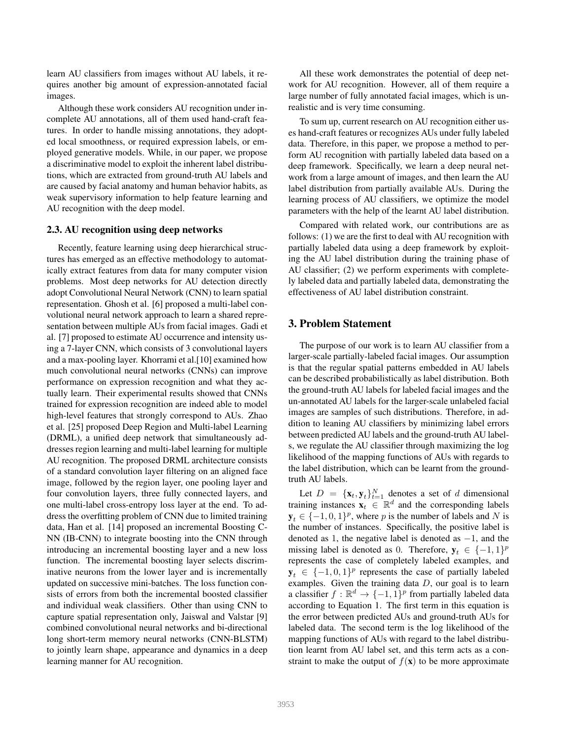learn AU classifiers from images without AU labels, it requires another big amount of expression-annotated facial images.

Although these work considers AU recognition under incomplete AU annotations, all of them used hand-craft features. In order to handle missing annotations, they adopted local smoothness, or required expression labels, or employed generative models. While, in our paper, we propose a discriminative model to exploit the inherent label distributions, which are extracted from ground-truth AU labels and are caused by facial anatomy and human behavior habits, as weak supervisory information to help feature learning and AU recognition with the deep model.

### 2.3. AU recognition using deep networks

Recently, feature learning using deep hierarchical structures has emerged as an effective methodology to automatically extract features from data for many computer vision problems. Most deep networks for AU detection directly adopt Convolutional Neural Network (CNN) to learn spatial representation. Ghosh et al. [6] proposed a multi-label convolutional neural network approach to learn a shared representation between multiple AUs from facial images. Gadi et al. [7] proposed to estimate AU occurrence and intensity using a 7-layer CNN, which consists of 3 convolutional layers and a max-pooling layer. Khorrami et al.[10] examined how much convolutional neural networks (CNNs) can improve performance on expression recognition and what they actually learn. Their experimental results showed that CNNs trained for expression recognition are indeed able to model high-level features that strongly correspond to AUs. Zhao et al. [25] proposed Deep Region and Multi-label Learning (DRML), a unified deep network that simultaneously addresses region learning and multi-label learning for multiple AU recognition. The proposed DRML architecture consists of a standard convolution layer filtering on an aligned face image, followed by the region layer, one pooling layer and four convolution layers, three fully connected layers, and one multi-label cross-entropy loss layer at the end. To address the overfitting problem of CNN due to limited training data, Han et al. [14] proposed an incremental Boosting CNN (IB-CNN) to integrate boosting into the CNN through introducing an incremental boosting layer and a new loss function. The incremental boosting layer selects discriminative neurons from the lower layer and is incrementally updated on successive mini-batches. The loss function consists of errors from both the incremental boosted classifier and individual weak classifiers. Other than using CNN to capture spatial representation only, Jaiswal and Valstar [9] combined convolutional neural networks and bi-directional long short-term memory neural networks (CNN-BLSTM) to jointly learn shape, appearance and dynamics in a deep learning manner for AU recognition.

All these work demonstrates the potential of deep network for AU recognition. However, all of them require a large number of fully annotated facial images, which is unrealistic and is very time consuming.

To sum up, current research on AU recognition either uses hand-craft features or recognizes AUs under fully labeled data. Therefore, in this paper, we propose a method to perform AU recognition with partially labeled data based on a deep framework. Specifically, we learn a deep neural network from a large amount of images, and then learn the AU label distribution from partially available AUs. During the learning process of AU classifiers, we optimize the model parameters with the help of the learnt AU label distribution.

Compared with related work, our contributions are as follows: (1) we are the first to deal with AU recognition with partially labeled data using a deep framework by exploiting the AU label distribution during the training phase of AU classifier; (2) we perform experiments with completely labeled data and partially labeled data, demonstrating the effectiveness of AU label distribution constraint.

## 3. Problem Statement

The purpose of our work is to learn AU classifier from a larger-scale partially-labeled facial images. Our assumption is that the regular spatial patterns embedded in AU labels can be described probabilistically as label distribution. Both the ground-truth AU labels for labeled facial images and the un-annotated AU labels for the larger-scale unlabeled facial images are samples of such distributions. Therefore, in addition to leaning AU classifiers by minimizing label errors between predicted AU labels and the ground-truth AU labels, we regulate the AU classifier through maximizing the log likelihood of the mapping functions of AUs with regards to the label distribution, which can be learnt from the ground-truth AU labels.

Let $D = \{\mathbf{x}_t, \mathbf{y}_t\}_{t=1}^N$ denotes a set of $d$ dimensional training instances $\mathbf{x}_t \in \mathbb{R}^d$ and the corresponding labels $\mathbf{y}_t \in \{-1, 0, 1\}^p$, where $p$ is the number of labels and $N$ is the number of instances. Specifically, the positive label is denoted as 1, the negative label is denoted as $-1$, and the missing label is denoted as 0. Therefore, $\mathbf{y}_t \in \{-1, 1\}^p$ represents the case of completely labeled examples, and $\mathbf{y}_t \in \{-1, 0, 1\}^p$ represents the case of partially labeled examples. Given the training data $D$, our goal is to learn a classifier $f : \mathbb{R}^d \rightarrow \{-1, 1\}^p$ from partially labeled data according to Equation 1. The first term in this equation is the error between predicted AUs and ground-truth AUs for labeled data. The second term is the log likelihood of the mapping functions of AUs with regard to the label distribution learnt from AU label set, and this term acts as a constraint to make the output of $f(\mathbf{x})$ to be more approximate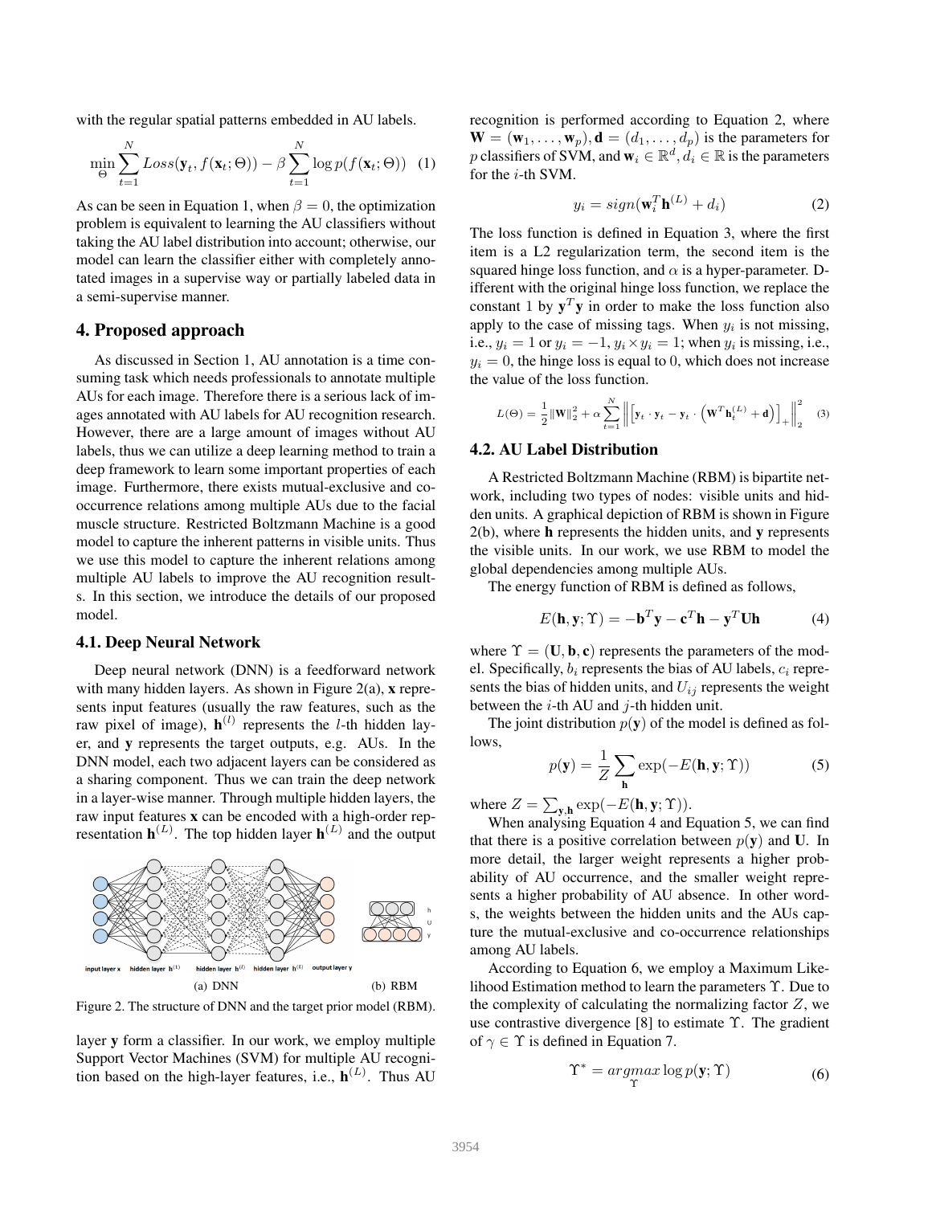with the regular spatial patterns embedded in AU labels.

$$\min_{\Theta} \sum_{t=1}^{N} Loss(\mathbf{y}_t, f(\mathbf{x}_t; \Theta)) - \beta \sum_{t=1}^{N} \log p(f(\mathbf{x}_t; \Theta)) \quad (1)$$

As can be seen in Equation 1, when $\beta = 0$, the optimization problem is equivalent to learning the AU classifiers without taking the AU label distribution into account; otherwise, our model can learn the classifier either with completely annotated images in a supervise way or partially labeled data in a semi-supervise manner.

## 4. Proposed approach

As discussed in Section 1, AU annotation is a time consuming task which needs professionals to annotate multiple AUs for each image. Therefore there is a serious lack of images annotated with AU labels for AU recognition research. However, there are a large amount of images without AU labels, thus we can utilize a deep learning method to train a deep framework to learn some important properties of each image. Furthermore, there exists mutual-exclusive and co-occurrence relations among multiple AUs due to the facial muscle structure. Restricted Boltzmann Machine is a good model to capture the inherent patterns in visible units. Thus we use this model to capture the inherent relations among multiple AU labels to improve the AU recognition results. In this section, we introduce the details of our proposed model.

### 4.1. Deep Neural Network

Deep neural network (DNN) is a feedforward network with many hidden layers. As shown in Figure 2(a), $\mathbf{x}$ represents input features (usually the raw features, such as the raw pixel of image), $\mathbf{h}^{(l)}$ represents the $l$-th hidden layer, and $\mathbf{y}$ represents the target outputs, e.g. AUs. In the DNN model, each two adjacent layers can be considered as a sharing component. Thus we can train the deep network in a layer-wise manner. Through multiple hidden layers, the raw input features $\mathbf{x}$ can be encoded with a high-order representation $\mathbf{h}^{(L)}$. The top hidden layer $\mathbf{h}^{(L)}$ and the output layer $\mathbf{y}$ form a classifier. In our work, we employ multiple Support Vector Machines (SVM) for multiple AU recognition based on the high-layer features, i.e., $\mathbf{h}^{(L)}$. Thus AU recognition is performed according to Equation 2, where $\mathbf{W} = (\mathbf{w}_1, \ldots, \mathbf{w}_p), \mathbf{d} = (d_1, \ldots, d_p)$ is the parameters for $p$ classifiers of SVM, and $\mathbf{w}_i \in \mathbb{R}^d, d_i \in \mathbb{R}$ is the parameters for the $i$-th SVM.

(a) DNN (b) RBM

Figure 2. The structure of DNN and the target prior model (RBM).

$$y_i = sign(\mathbf{w}_i^T \mathbf{h}^{(L)} + d_i) \quad (2)$$

The loss function is defined in Equation 3, where the first item is a L2 regularization term, the second item is the squared hinge loss function, and $\alpha$ is a hyper-parameter. Different with the original hinge loss function, we replace the constant 1 by $\mathbf{y}^T\mathbf{y}$ in order to make the loss function also apply to the case of missing tags. When $y_i$ is not missing, i.e., $y_i = 1$ or $y_i = -1, y_i \times y_i = 1$; when $y_i$ is missing, i.e., $y_i = 0$, the hinge loss is equal to 0, which does not increase the value of the loss function.

$$L(\Theta) = \frac{1}{2}\|\mathbf{W}\|_2^2 + \alpha \sum_{t=1}^{N} \left\| \left[ \mathbf{y}_t \cdot \mathbf{y}_t - \mathbf{y}_t \cdot \left( \mathbf{W}^T \mathbf{h}_t^{(L)} + \mathbf{d} \right) \right]_+ \right\|_2^2 \quad (3)$$

### 4.2. AU Label Distribution

A Restricted Boltzmann Machine (RBM) is bipartite network, including two types of nodes: visible units and hidden units. A graphical depiction of RBM is shown in Figure 2(b), where $\mathbf{h}$ represents the hidden units, and $\mathbf{y}$ represents the visible units. In our work, we use RBM to model the global dependencies among multiple AUs.

The energy function of RBM is defined as follows,

$$E(\mathbf{h}, \mathbf{y}; \Upsilon) = -\mathbf{b}^T\mathbf{y} - \mathbf{c}^T\mathbf{h} - \mathbf{y}^T\mathbf{U}\mathbf{h} \quad (4)$$

where $\Upsilon = (\mathbf{U}, \mathbf{b}, \mathbf{c})$ represents the parameters of the model. Specifically, $b_i$ represents the bias of AU labels, $c_i$ represents the bias of hidden units, and $U_{ij}$ represents the weight between the $i$-th AU and $j$-th hidden unit.

The joint distribution $p(\mathbf{y})$ of the model is defined as follows,

$$p(\mathbf{y}) = \frac{1}{Z} \sum_{\mathbf{h}} \exp(-E(\mathbf{h}, \mathbf{y}; \Upsilon)) \quad (5)$$

where $Z = \sum_{\mathbf{y},\mathbf{h}} \exp(-E(\mathbf{h}, \mathbf{y}; \Upsilon))$.

When analysing Equation 4 and Equation 5, we can find that there is a positive correlation between $p(\mathbf{y})$ and $\mathbf{U}$. In more detail, the larger weight represents a higher probability of AU occurrence, and the smaller weight represents a higher probability of AU absence. In other words, the weights between the hidden units and the AUs capture the mutual-exclusive and co-occurrence relationships among AU labels.

According to Equation 6, we employ a Maximum Likelihood Estimation method to learn the parameters $\Upsilon$. Due to the complexity of calculating the normalizing factor $Z$, we use contrastive divergence [8] to estimate $\Upsilon$. The gradient of $\gamma \in \Upsilon$ is defined in Equation 7.

$$\Upsilon^* = \underset{\Upsilon}{argmax} \log p(\mathbf{y}; \Upsilon) \quad (6)$$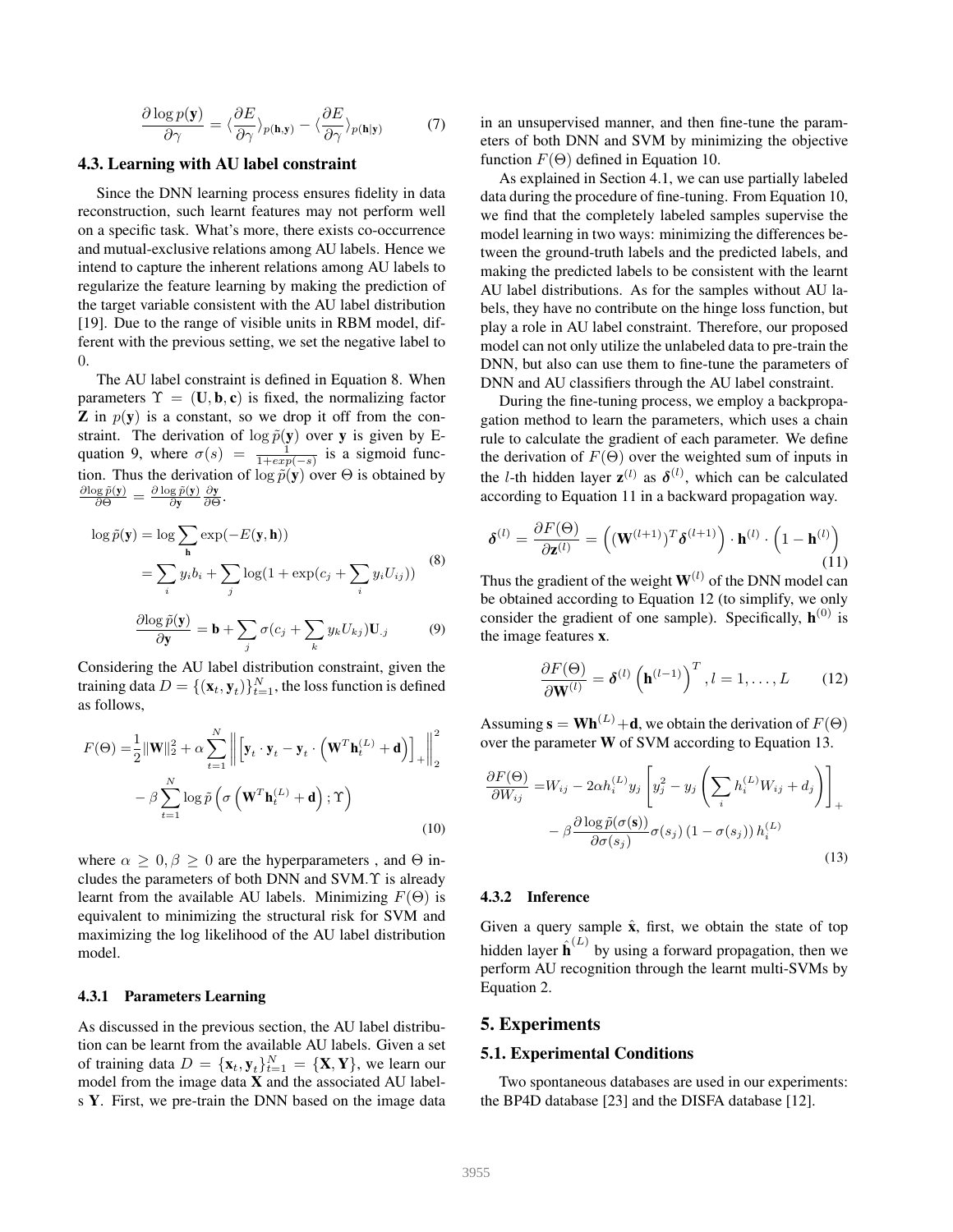$$\frac{\partial \log p(\mathbf{y})}{\partial \gamma} = \langle \frac{\partial E}{\partial \gamma} \rangle_{p(\mathbf{h},\mathbf{y})} - \langle \frac{\partial E}{\partial \gamma} \rangle_{p(\mathbf{h}|\mathbf{y})} \tag{7}$$

### 4.3. Learning with AU label constraint

Since the DNN learning process ensures fidelity in data reconstruction, such learnt features may not perform well on a specific task. What's more, there exists co-occurrence and mutual-exclusive relations among AU labels. Hence we intend to capture the inherent relations among AU labels to regularize the feature learning by making the prediction of the target variable consistent with the AU label distribution [19]. Due to the range of visible units in RBM model, different with the previous setting, we set the negative label to 0.

The AU label constraint is defined in Equation 8. When parameters $\Upsilon = (\mathbf{U}, \mathbf{b}, \mathbf{c})$ is fixed, the normalizing factor $\mathbf{Z}$ in $p(\mathbf{y})$ is a constant, so we drop it off from the constraint. The derivation of $\log \tilde{p}(\mathbf{y})$ over $\mathbf{y}$ is given by Equation 9, where $\sigma(s) = \frac{1}{1+exp(-s)}$ is a sigmoid function. Thus the derivation of $\log \tilde{p}(\mathbf{y})$ over $\Theta$ is obtained by $\frac{\partial \log \tilde{p}(\mathbf{y})}{\partial \Theta} = \frac{\partial \log \tilde{p}(\mathbf{y})}{\partial \mathbf{y}} \frac{\partial \mathbf{y}}{\partial \Theta}$.

$$\begin{aligned} \log \tilde{p}(\mathbf{y}) &= \log \sum_{\mathbf{h}} \exp(-E(\mathbf{y}, \mathbf{h})) \\ &= \sum_i y_i b_i + \sum_j \log(1 + \exp(c_j + \sum_i y_i U_{ij})) \end{aligned} \tag{8}$$

$$\frac{\partial \log \tilde{p}(\mathbf{y})}{\partial \mathbf{y}} = \mathbf{b} + \sum_j \sigma(c_j + \sum_k y_k U_{kj}) \mathbf{U}_{.j} \tag{9}$$

Considering the AU label distribution constraint, given the training data $D = \{(\mathbf{x}_t, \mathbf{y}_t)\}_{t=1}^N$, the loss function is defined as follows,

$$\begin{aligned} F(\Theta) =& \frac{1}{2}\|\mathbf{W}\|_2^2 + \alpha \sum_{t=1}^N \left\| \left[ \mathbf{y}_t \cdot \mathbf{y}_t - \mathbf{y}_t \cdot \left( \mathbf{W}^T \mathbf{h}_t^{(L)} + \mathbf{d} \right) \right]_+ \right\|_2^2 \\ & - \beta \sum_{t=1}^N \log \tilde{p} \left( \sigma \left( \mathbf{W}^T \mathbf{h}_t^{(L)} + \mathbf{d} \right); \Upsilon \right) \end{aligned} \tag{10}$$

where $\alpha \geq 0, \beta \geq 0$ are the hyperparameters , and $\Theta$ includes the parameters of both DNN and SVM.$\Upsilon$ is already learnt from the available AU labels. Minimizing $F(\Theta)$ is equivalent to minimizing the structural risk for SVM and maximizing the log likelihood of the AU label distribution model.

#### 4.3.1 Parameters Learning

As discussed in the previous section, the AU label distribution can be learnt from the available AU labels. Given a set of training data $D = \{\mathbf{x}_t, \mathbf{y}_t\}_{t=1}^N = \{\mathbf{X}, \mathbf{Y}\}$, we learn our model from the image data $\mathbf{X}$ and the associated AU labels $\mathbf{Y}$. First, we pre-train the DNN based on the image data in an unsupervised manner, and then fine-tune the parameters of both DNN and SVM by minimizing the objective function $F(\Theta)$ defined in Equation 10.

As explained in Section 4.1, we can use partially labeled data during the procedure of fine-tuning. From Equation 10, we find that the completely labeled samples supervise the model learning in two ways: minimizing the differences between the ground-truth labels and the predicted labels, and making the predicted labels to be consistent with the learnt AU label distributions. As for the samples without AU labels, they have no contribute on the hinge loss function, but play a role in AU label constraint. Therefore, our proposed model can not only utilize the unlabeled data to pre-train the DNN, but also can use them to fine-tune the parameters of DNN and AU classifiers through the AU label constraint.

During the fine-tuning process, we employ a backpropagation method to learn the parameters, which uses a chain rule to calculate the gradient of each parameter. We define the derivation of $F(\Theta)$ over the weighted sum of inputs in the $l$-th hidden layer $\mathbf{z}^{(l)}$ as $\boldsymbol{\delta}^{(l)}$, which can be calculated according to Equation 11 in a backward propagation way.

$$\boldsymbol{\delta}^{(l)} = \frac{\partial F(\Theta)}{\partial \mathbf{z}^{(l)}} = \left( (\mathbf{W}^{(l+1)})^T \boldsymbol{\delta}^{(l+1)} \right) \cdot \mathbf{h}^{(l)} \cdot \left( 1 - \mathbf{h}^{(l)} \right) \tag{11}$$

Thus the gradient of the weight $\mathbf{W}^{(l)}$ of the DNN model can be obtained according to Equation 12 (to simplify, we only consider the gradient of one sample). Specifically, $\mathbf{h}^{(0)}$ is the image features $\mathbf{x}$.

$$\frac{\partial F(\Theta)}{\partial \mathbf{W}^{(l)}} = \boldsymbol{\delta}^{(l)} \left( \mathbf{h}^{(l-1)} \right)^T, l = 1, \ldots, L \tag{12}$$

Assuming $\mathbf{s} = \mathbf{W}\mathbf{h}^{(L)} + \mathbf{d}$, we obtain the derivation of $F(\Theta)$ over the parameter $\mathbf{W}$ of SVM according to Equation 13.

$$\begin{aligned} \frac{\partial F(\Theta)}{\partial W_{ij}} =& W_{ij} - 2\alpha h_i^{(L)} y_j \left[ y_j^2 - y_j \left( \sum_i h_i^{(L)} W_{ij} + d_j \right) \right]_+ \\ & - \beta \frac{\partial \log \tilde{p}(\sigma(\mathbf{s}))}{\partial \sigma(s_j)} \sigma(s_j) \left( 1 - \sigma(s_j) \right) h_i^{(L)} \end{aligned} \tag{13}$$

#### 4.3.2 Inference

Given a query sample $\hat{\mathbf{x}}$, first, we obtain the state of top hidden layer $\hat{\mathbf{h}}^{(L)}$ by using a forward propagation, then we perform AU recognition through the learnt multi-SVMs by Equation 2.

## 5. Experiments

### 5.1. Experimental Conditions

Two spontaneous databases are used in our experiments: the BP4D database [23] and the DISFA database [12].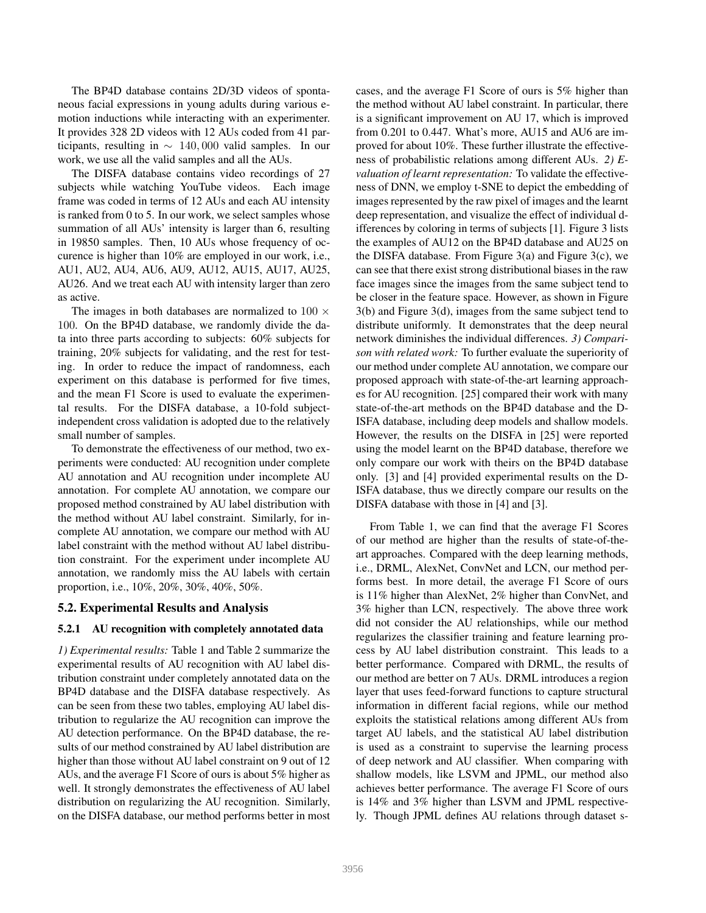The BP4D database contains 2D/3D videos of spontaneous facial expressions in young adults during various emotion inductions while interacting with an experimenter. It provides 328 2D videos with 12 AUs coded from 41 participants, resulting in $\sim 140,000$ valid samples. In our work, we use all the valid samples and all the AUs.

The DISFA database contains video recordings of 27 subjects while watching YouTube videos. Each image frame was coded in terms of 12 AUs and each AU intensity is ranked from 0 to 5. In our work, we select samples whose summation of all AUs' intensity is larger than 6, resulting in 19850 samples. Then, 10 AUs whose frequency of occurence is higher than 10% are employed in our work, i.e., AU1, AU2, AU4, AU6, AU9, AU12, AU15, AU17, AU25, AU26. And we treat each AU with intensity larger than zero as active.

The images in both databases are normalized to $100 \times 100$. On the BP4D database, we randomly divide the data into three parts according to subjects: 60% subjects for training, 20% subjects for validating, and the rest for testing. In order to reduce the impact of randomness, each experiment on this database is performed for five times, and the mean F1 Score is used to evaluate the experimental results. For the DISFA database, a 10-fold subject-independent cross validation is adopted due to the relatively small number of samples.

To demonstrate the effectiveness of our method, two experiments were conducted: AU recognition under complete AU annotation and AU recognition under incomplete AU annotation. For complete AU annotation, we compare our proposed method constrained by AU label distribution with the method without AU label constraint. Similarly, for incomplete AU annotation, we compare our method with AU label constraint with the method without AU label distribution constraint. For the experiment under incomplete AU annotation, we randomly miss the AU labels with certain proportion, i.e., 10%, 20%, 30%, 40%, 50%.

## 5.2. Experimental Results and Analysis

### 5.2.1 AU recognition with completely annotated data

*1) Experimental results:* Table 1 and Table 2 summarize the experimental results of AU recognition with AU label distribution constraint under completely annotated data on the BP4D database and the DISFA database respectively. As can be seen from these two tables, employing AU label distribution to regularize the AU recognition can improve the AU detection performance. On the BP4D database, the results of our method constrained by AU label distribution are higher than those without AU label constraint on 9 out of 12 AUs, and the average F1 Score of ours is about 5% higher as well. It strongly demonstrates the effectiveness of AU label distribution on regularizing the AU recognition. Similarly, on the DISFA database, our method performs better in most cases, and the average F1 Score of ours is 5% higher than the method without AU label constraint. In particular, there is a significant improvement on AU 17, which is improved from 0.201 to 0.447. What's more, AU15 and AU6 are improved for about 10%. These further illustrate the effectiveness of probabilistic relations among different AUs. *2) Evaluation of learnt representation:* To validate the effectiveness of DNN, we employ t-SNE to depict the embedding of images represented by the raw pixel of images and the learnt deep representation, and visualize the effect of individual differences by coloring in terms of subjects [1]. Figure 3 lists the examples of AU12 on the BP4D database and AU25 on the DISFA database. From Figure 3(a) and Figure 3(c), we can see that there exist strong distributional biases in the raw face images since the images from the same subject tend to be closer in the feature space. However, as shown in Figure 3(b) and Figure 3(d), images from the same subject tend to distribute uniformly. It demonstrates that the deep neural network diminishes the individual differences. *3) Comparison with related work:* To further evaluate the superiority of our method under complete AU annotation, we compare our proposed approach with state-of-the-art learning approaches for AU recognition. [25] compared their work with many state-of-the-art methods on the BP4D database and the DISFA database, including deep models and shallow models. However, the results on the DISFA in [25] were reported using the model learnt on the BP4D database, therefore we only compare our work with theirs on the BP4D database only. [3] and [4] provided experimental results on the DISFA database, thus we directly compare our results on the DISFA database with those in [4] and [3].

From Table 1, we can find that the average F1 Scores of our method are higher than the results of state-of-the-art approaches. Compared with the deep learning methods, i.e., DRML, AlexNet, ConvNet and LCN, our method performs best. In more detail, the average F1 Score of ours is 11% higher than AlexNet, 2% higher than ConvNet, and 3% higher than LCN, respectively. The above three work did not consider the AU relationships, while our method regularizes the classifier training and feature learning process by AU label distribution constraint. This leads to a better performance. Compared with DRML, the results of our method are better on 7 AUs. DRML introduces a region layer that uses feed-forward functions to capture structural information in different facial regions, while our method exploits the statistical relations among different AUs from target AU labels, and the statistical AU label distribution is used as a constraint to supervise the learning process of deep network and AU classifier. When comparing with shallow models, like LSVM and JPML, our method also achieves better performance. The average F1 Score of ours is 14% and 3% higher than LSVM and JPML respectively. Though JPML defines AU relations through dataset s-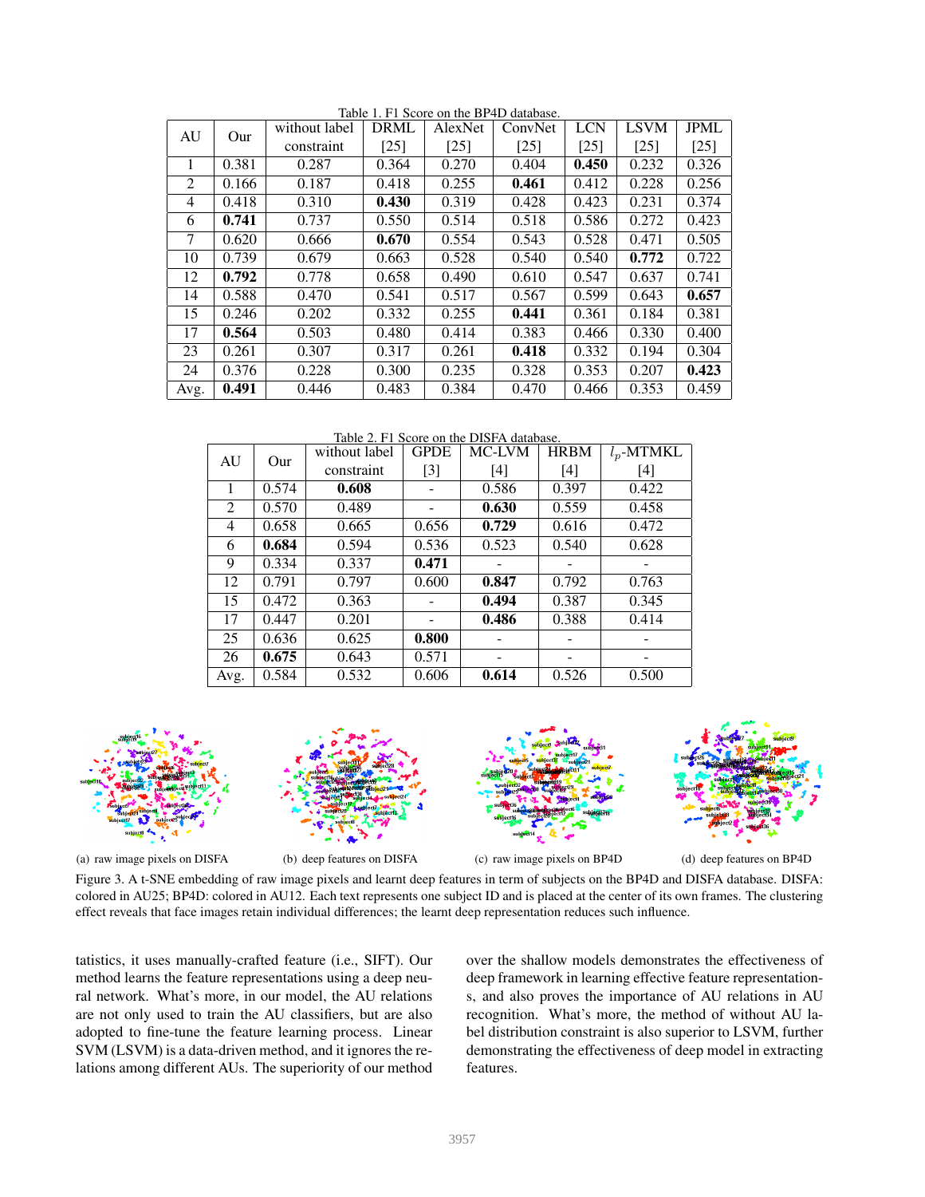Table 1. F1 Score on the BP4D database.

| AU | Our | without label constraint | DRML [25] | AlexNet [25] | ConvNet [25] | LCN [25] | LSVM [25] | JPML [25] |
|---|---|---|---|---|---|---|---|---|
| 1 | 0.381 | 0.287 | 0.364 | 0.270 | 0.404 | **0.450** | 0.232 | 0.326 |
| 2 | 0.166 | 0.187 | 0.418 | 0.255 | **0.461** | 0.412 | 0.228 | 0.256 |
| 4 | 0.418 | 0.310 | **0.430** | 0.319 | 0.428 | 0.423 | 0.231 | 0.374 |
| 6 | **0.741** | 0.737 | 0.550 | 0.514 | 0.518 | 0.586 | 0.272 | 0.423 |
| 7 | 0.620 | 0.666 | **0.670** | 0.554 | 0.543 | 0.528 | 0.471 | 0.505 |
| 10 | 0.739 | 0.679 | 0.663 | 0.528 | 0.540 | 0.540 | **0.772** | 0.722 |
| 12 | **0.792** | 0.778 | 0.658 | 0.490 | 0.610 | 0.547 | 0.637 | 0.741 |
| 14 | 0.588 | 0.470 | 0.541 | 0.517 | 0.567 | 0.599 | 0.643 | **0.657** |
| 15 | 0.246 | 0.202 | 0.332 | 0.255 | **0.441** | 0.361 | 0.184 | 0.381 |
| 17 | **0.564** | 0.503 | 0.480 | 0.414 | 0.383 | 0.466 | 0.330 | 0.400 |
| 23 | 0.261 | 0.307 | 0.317 | 0.261 | **0.418** | 0.332 | 0.194 | 0.304 |
| 24 | 0.376 | 0.228 | 0.300 | 0.235 | 0.328 | 0.353 | 0.207 | **0.423** |
| Avg. | **0.491** | 0.446 | 0.483 | 0.384 | 0.470 | 0.466 | 0.353 | 0.459 |

Table 2. F1 Score on the DISFA database.

| AU | Our | without label constraint | GPDE [3] | MC-LVM [4] | HRBM [4] | $l_p$-MTMKL [4] |
|---|---|---|---|---|---|---|
| 1 | 0.574 | **0.608** | - | 0.586 | 0.397 | 0.422 |
| 2 | 0.570 | 0.489 | - | **0.630** | 0.559 | 0.458 |
| 4 | 0.658 | 0.665 | 0.656 | **0.729** | 0.616 | 0.472 |
| 6 | **0.684** | 0.594 | 0.536 | 0.523 | 0.540 | 0.628 |
| 9 | 0.334 | 0.337 | **0.471** | - | - | - |
| 12 | 0.791 | 0.797 | 0.600 | **0.847** | 0.792 | 0.763 |
| 15 | 0.472 | 0.363 | - | **0.494** | 0.387 | 0.345 |
| 17 | 0.447 | 0.201 | - | **0.486** | 0.388 | 0.414 |
| 25 | 0.636 | 0.625 | **0.800** | - | - | - |
| 26 | **0.675** | 0.643 | 0.571 | - | - | - |
| Avg. | 0.584 | 0.532 | 0.606 | **0.614** | 0.526 | 0.500 |

(a) raw image pixels on DISFA (b) deep features on DISFA (c) raw image pixels on BP4D (d) deep features on BP4D

Figure 3. A t-SNE embedding of raw image pixels and learnt deep features in term of subjects on the BP4D and DISFA database. DISFA: colored in AU25; BP4D: colored in AU12. Each text represents one subject ID and is placed at the center of its own frames. The clustering effect reveals that face images retain individual differences; the learnt deep representation reduces such influence.

tatistics, it uses manually-crafted feature (i.e., SIFT). Our method learns the feature representations using a deep neural network. What's more, in our model, the AU relations are not only used to train the AU classifiers, but are also adopted to fine-tune the feature learning process. Linear SVM (LSVM) is a data-driven method, and it ignores the relations among different AUs. The superiority of our method over the shallow models demonstrates the effectiveness of deep framework in learning effective feature representations, and also proves the importance of AU relations in AU recognition. What's more, the method of without AU label distribution constraint is also superior to LSVM, further demonstrating the effectiveness of deep model in extracting features.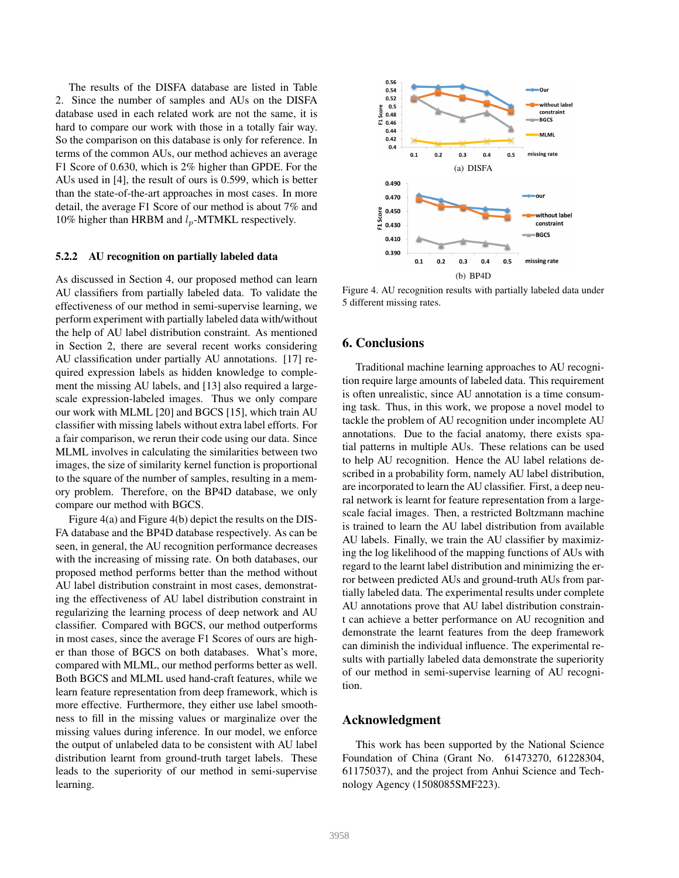The results of the DISFA database are listed in Table 2. Since the number of samples and AUs on the DISFA database used in each related work are not the same, it is hard to compare our work with those in a totally fair way. So the comparison on this database is only for reference. In terms of the common AUs, our method achieves an average F1 Score of 0.630, which is 2% higher than GPDE. For the AUs used in [4], the result of ours is 0.599, which is better than the state-of-the-art approaches in most cases. In more detail, the average F1 Score of our method is about 7% and 10% higher than HRBM and $l_p$-MTMKL respectively.

#### 5.2.2 AU recognition on partially labeled data

As discussed in Section 4, our proposed method can learn AU classifiers from partially labeled data. To validate the effectiveness of our method in semi-supervise learning, we perform experiment with partially labeled data with/without the help of AU label distribution constraint. As mentioned in Section 2, there are several recent works considering AU classification under partially AU annotations. [17] required expression labels as hidden knowledge to complement the missing AU labels, and [13] also required a large-scale expression-labeled images. Thus we only compare our work with MLML [20] and BGCS [15], which train AU classifier with missing labels without extra label efforts. For a fair comparison, we rerun their code using our data. Since MLML involves in calculating the similarities between two images, the size of similarity kernel function is proportional to the square of the number of samples, resulting in a memory problem. Therefore, on the BP4D database, we only compare our method with BGCS.

Figure 4(a) and Figure 4(b) depict the results on the DISFA database and the BP4D database respectively. As can be seen, in general, the AU recognition performance decreases with the increasing of missing rate. On both databases, our proposed method performs better than the method without AU label distribution constraint in most cases, demonstrating the effectiveness of AU label distribution constraint in regularizing the learning process of deep network and AU classifier. Compared with BGCS, our method outperforms in most cases, since the average F1 Scores of ours are higher than those of BGCS on both databases. What's more, compared with MLML, our method performs better as well. Both BGCS and MLML used hand-craft features, while we learn feature representation from deep framework, which is more effective. Furthermore, they either use label smoothness to fill in the missing values or marginalize over the missing values during inference. In our model, we enforce the output of unlabeled data to be consistent with AU label distribution learnt from ground-truth target labels. These leads to the superiority of our method in semi-supervise learning.

(a) DISFA

(b) BP4D

Figure 4. AU recognition results with partially labeled data under 5 different missing rates.

## 6. Conclusions

Traditional machine learning approaches to AU recognition require large amounts of labeled data. This requirement is often unrealistic, since AU annotation is a time consuming task. Thus, in this work, we propose a novel model to tackle the problem of AU recognition under incomplete AU annotations. Due to the facial anatomy, there exists spatial patterns in multiple AUs. These relations can be used to help AU recognition. Hence the AU label relations described in a probability form, namely AU label distribution, are incorporated to learn the AU classifier. First, a deep neural network is learnt for feature representation from a large-scale facial images. Then, a restricted Boltzmann machine is trained to learn the AU label distribution from available AU labels. Finally, we train the AU classifier by maximizing the log likelihood of the mapping functions of AUs with regard to the learnt label distribution and minimizing the error between predicted AUs and ground-truth AUs from partially labeled data. The experimental results under complete AU annotations prove that AU label distribution constraint can achieve a better performance on AU recognition and demonstrate the learnt features from the deep framework can diminish the individual influence. The experimental results with partially labeled data demonstrate the superiority of our method in semi-supervise learning of AU recognition.

## Acknowledgment

This work has been supported by the National Science Foundation of China (Grant No. 61473270, 61228304, 61175037), and the project from Anhui Science and Technology Agency (1508085SMF223).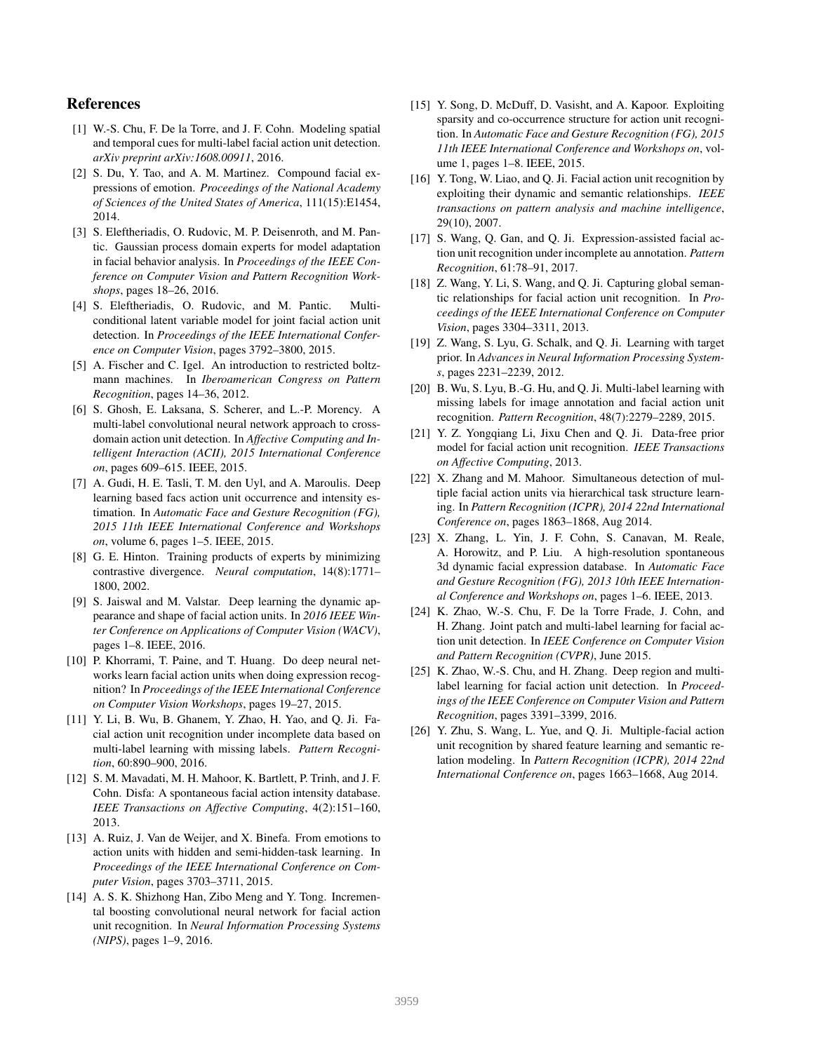## References

[1] W.-S. Chu, F. De la Torre, and J. F. Cohn. Modeling spatial and temporal cues for multi-label facial action unit detection. *arXiv preprint arXiv:1608.00911*, 2016.

[2] S. Du, Y. Tao, and A. M. Martinez. Compound facial expressions of emotion. *Proceedings of the National Academy of Sciences of the United States of America*, 111(15):E1454, 2014.

[3] S. Eleftheriadis, O. Rudovic, M. P. Deisenroth, and M. Pantic. Gaussian process domain experts for model adaptation in facial behavior analysis. In *Proceedings of the IEEE Conference on Computer Vision and Pattern Recognition Workshops*, pages 18–26, 2016.

[4] S. Eleftheriadis, O. Rudovic, and M. Pantic. Multi-conditional latent variable model for joint facial action unit detection. In *Proceedings of the IEEE International Conference on Computer Vision*, pages 3792–3800, 2015.

[5] A. Fischer and C. Igel. An introduction to restricted boltzmann machines. In *Iberoamerican Congress on Pattern Recognition*, pages 14–36, 2012.

[6] S. Ghosh, E. Laksana, S. Scherer, and L.-P. Morency. A multi-label convolutional neural network approach to cross-domain action unit detection. In *Affective Computing and Intelligent Interaction (ACII), 2015 International Conference on*, pages 609–615. IEEE, 2015.

[7] A. Gudi, H. E. Tasli, T. M. den Uyl, and A. Maroulis. Deep learning based facs action unit occurrence and intensity estimation. In *Automatic Face and Gesture Recognition (FG), 2015 11th IEEE International Conference and Workshops on*, volume 6, pages 1–5. IEEE, 2015.

[8] G. E. Hinton. Training products of experts by minimizing contrastive divergence. *Neural computation*, 14(8):1771–1800, 2002.

[9] S. Jaiswal and M. Valstar. Deep learning the dynamic appearance and shape of facial action units. In *2016 IEEE Winter Conference on Applications of Computer Vision (WACV)*, pages 1–8. IEEE, 2016.

[10] P. Khorrami, T. Paine, and T. Huang. Do deep neural networks learn facial action units when doing expression recognition? In *Proceedings of the IEEE International Conference on Computer Vision Workshops*, pages 19–27, 2015.

[11] Y. Li, B. Wu, B. Ghanem, Y. Zhao, H. Yao, and Q. Ji. Facial action unit recognition under incomplete data based on multi-label learning with missing labels. *Pattern Recognition*, 60:890–900, 2016.

[12] S. M. Mavadati, M. H. Mahoor, K. Bartlett, P. Trinh, and J. F. Cohn. Disfa: A spontaneous facial action intensity database. *IEEE Transactions on Affective Computing*, 4(2):151–160, 2013.

[13] A. Ruiz, J. Van de Weijer, and X. Binefa. From emotions to action units with hidden and semi-hidden-task learning. In *Proceedings of the IEEE International Conference on Computer Vision*, pages 3703–3711, 2015.

[14] A. S. K. Shizhong Han, Zibo Meng and Y. Tong. Incremental boosting convolutional neural network for facial action unit recognition. In *Neural Information Processing Systems (NIPS)*, pages 1–9, 2016.

[15] Y. Song, D. McDuff, D. Vasisht, and A. Kapoor. Exploiting sparsity and co-occurrence structure for action unit recognition. In *Automatic Face and Gesture Recognition (FG), 2015 11th IEEE International Conference and Workshops on*, volume 1, pages 1–8. IEEE, 2015.

[16] Y. Tong, W. Liao, and Q. Ji. Facial action unit recognition by exploiting their dynamic and semantic relationships. *IEEE transactions on pattern analysis and machine intelligence*, 29(10), 2007.

[17] S. Wang, Q. Gan, and Q. Ji. Expression-assisted facial action unit recognition under incomplete au annotation. *Pattern Recognition*, 61:78–91, 2017.

[18] Z. Wang, Y. Li, S. Wang, and Q. Ji. Capturing global semantic relationships for facial action unit recognition. In *Proceedings of the IEEE International Conference on Computer Vision*, pages 3304–3311, 2013.

[19] Z. Wang, S. Lyu, G. Schalk, and Q. Ji. Learning with target prior. In *Advances in Neural Information Processing Systems*, pages 2231–2239, 2012.

[20] B. Wu, S. Lyu, B.-G. Hu, and Q. Ji. Multi-label learning with missing labels for image annotation and facial action unit recognition. *Pattern Recognition*, 48(7):2279–2289, 2015.

[21] Y. Z. Yongqiang Li, Jixu Chen and Q. Ji. Data-free prior model for facial action unit recognition. *IEEE Transactions on Affective Computing*, 2013.

[22] X. Zhang and M. Mahoor. Simultaneous detection of multiple facial action units via hierarchical task structure learning. In *Pattern Recognition (ICPR), 2014 22nd International Conference on*, pages 1863–1868, Aug 2014.

[23] X. Zhang, L. Yin, J. F. Cohn, S. Canavan, M. Reale, A. Horowitz, and P. Liu. A high-resolution spontaneous 3d dynamic facial expression database. In *Automatic Face and Gesture Recognition (FG), 2013 10th IEEE International Conference and Workshops on*, pages 1–6. IEEE, 2013.

[24] K. Zhao, W.-S. Chu, F. De la Torre Frade, J. Cohn, and H. Zhang. Joint patch and multi-label learning for facial action unit detection. In *IEEE Conference on Computer Vision and Pattern Recognition (CVPR)*, June 2015.

[25] K. Zhao, W.-S. Chu, and H. Zhang. Deep region and multi-label learning for facial action unit detection. In *Proceedings of the IEEE Conference on Computer Vision and Pattern Recognition*, pages 3391–3399, 2016.

[26] Y. Zhu, S. Wang, L. Yue, and Q. Ji. Multiple-facial action unit recognition by shared feature learning and semantic relation modeling. In *Pattern Recognition (ICPR), 2014 22nd International Conference on*, pages 1663–1668, Aug 2014.